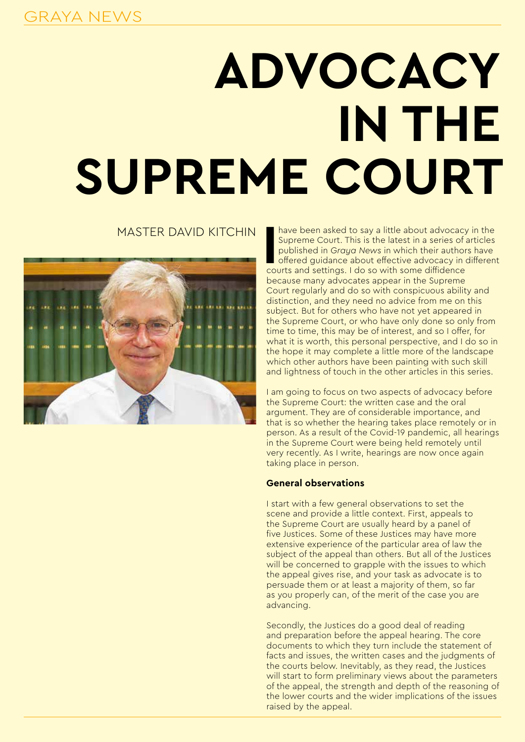# ADVOCACY IN THE SUPREME COURT

MASTER DAVID KITCHIN

I have been asked to say a little about advocacy in the Supreme Court. This is the latest in a series of articles published in *Graya News* in which their authors have offered guidance about effective advocacy in different courts and settings. I do so with some diffidence because many advocates appear in the Supreme Court regularly and do so with conspicuous ability and distinction, and they need no advice from me on this subject. But for others who have not yet appeared in the Supreme Court, or who have only done so only from time to time, this may be of interest, and so I offer, for what it is worth, this personal perspective, and I do so in the hope it may complete a little more of the landscape which other authors have been painting with such skill and lightness of touch in the other articles in this series.

I am going to focus on two aspects of advocacy before the Supreme Court: the written case and the oral argument. They are of considerable importance, and that is so whether the hearing takes place remotely or in person. As a result of the Covid-19 pandemic, all hearings in the Supreme Court were being held remotely until very recently. As I write, hearings are now once again taking place in person.

**General observations**

I start with a few general observations to set the scene and provide a little context. First, appeals to the Supreme Court are usually heard by a panel of five Justices. Some of these Justices may have more extensive experience of the particular area of law the subject of the appeal than others. But all of the Justices will be concerned to grapple with the issues to which the appeal gives rise, and your task as advocate is to persuade them or at least a majority of them, so far as you properly can, of the merit of the case you are advancing.

Secondly, the Justices do a good deal of reading and preparation before the appeal hearing. The core documents to which they turn include the statement of facts and issues, the written cases and the judgments of the courts below. Inevitably, as they read, the Justices will start to form preliminary views about the parameters of the appeal, the strength and depth of the reasoning of the lower courts and the wider implications of the issues raised by the appeal.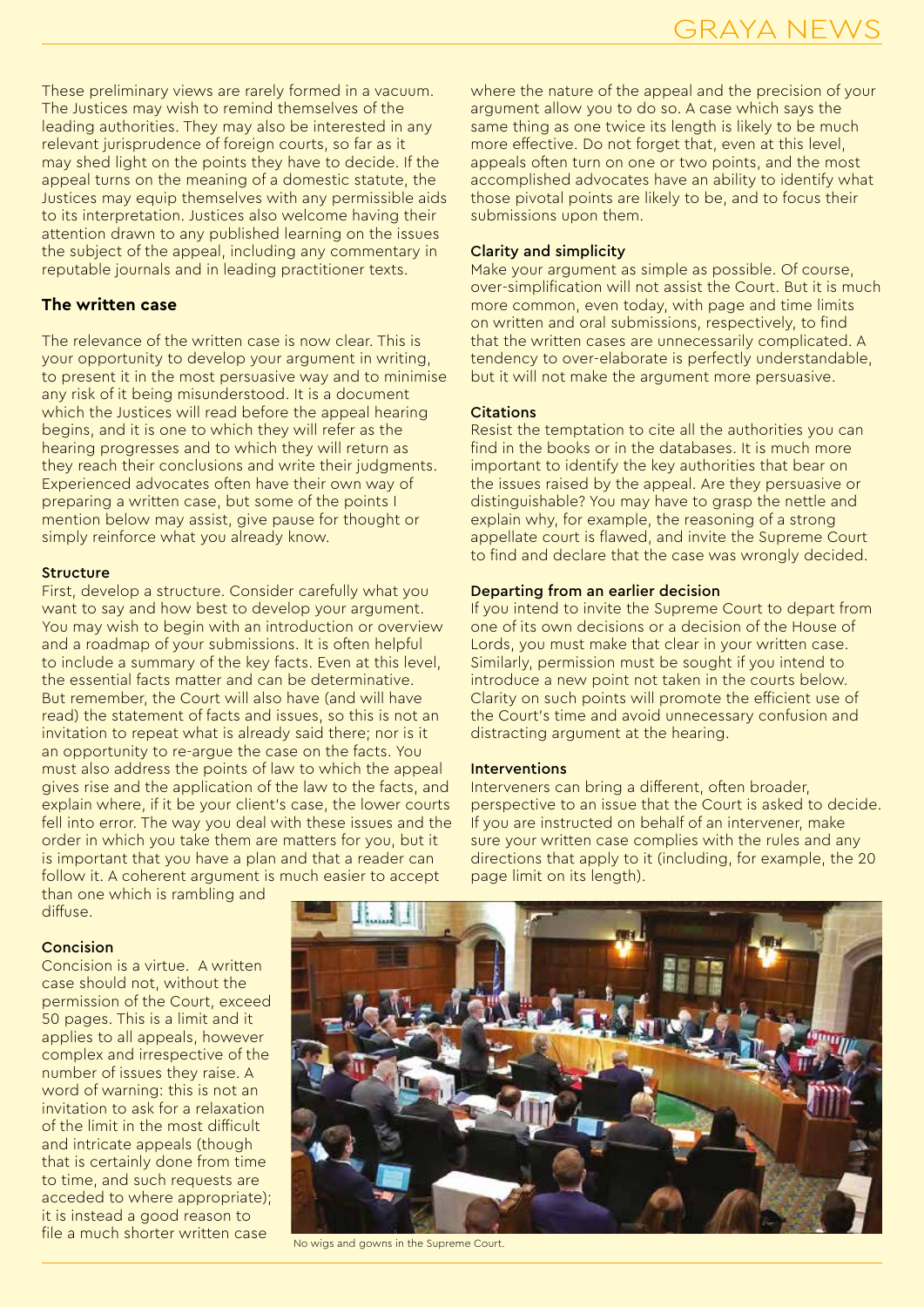These preliminary views are rarely formed in a vacuum. The Justices may wish to remind themselves of the leading authorities. They may also be interested in any relevant jurisprudence of foreign courts, so far as it may shed light on the points they have to decide. If the appeal turns on the meaning of a domestic statute, the Justices may equip themselves with any permissible aids to its interpretation. Justices also welcome having their attention drawn to any published learning on the issues the subject of the appeal, including any commentary in reputable journals and in leading practitioner texts.

## The written case

The relevance of the written case is now clear. This is your opportunity to develop your argument in writing, to present it in the most persuasive way and to minimise any risk of it being misunderstood. It is a document which the Justices will read before the appeal hearing begins, and it is one to which they will refer as the hearing progresses and to which they will return as they reach their conclusions and write their judgments. Experienced advocates often have their own way of preparing a written case, but some of the points I mention below may assist, give pause for thought or simply reinforce what you already know.

### Structure

First, develop a structure. Consider carefully what you want to say and how best to develop your argument. You may wish to begin with an introduction or overview and a roadmap of your submissions. It is often helpful to include a summary of the key facts. Even at this level, the essential facts matter and can be determinative. But remember, the Court will also have (and will have read) the statement of facts and issues, so this is not an invitation to repeat what is already said there; nor is it an opportunity to re-argue the case on the facts. You must also address the points of law to which the appeal gives rise and the application of the law to the facts, and explain where, if it be your client's case, the lower courts fell into error. The way you deal with these issues and the order in which you take them are matters for you, but it is important that you have a plan and that a reader can follow it. A coherent argument is much easier to accept than one which is rambling and diffuse.

### Concision

Concision is a virtue. A written case should not, without the permission of the Court, exceed 50 pages. This is a limit and it applies to all appeals, however complex and irrespective of the number of issues they raise. A word of warning: this is not an invitation to ask for a relaxation of the limit in the most difficult and intricate appeals (though that is certainly done from time to time, and such requests are acceded to where appropriate); it is instead a good reason to file a much shorter written case where the nature of the appeal and the precision of your argument allow you to do so. A case which says the same thing as one twice its length is likely to be much more effective. Do not forget that, even at this level, appeals often turn on one or two points, and the most accomplished advocates have an ability to identify what those pivotal points are likely to be, and to focus their submissions upon them.

### Clarity and simplicity

Make your argument as simple as possible. Of course, over-simplification will not assist the Court. But it is much more common, even today, with page and time limits on written and oral submissions, respectively, to find that the written cases are unnecessarily complicated. A tendency to over-elaborate is perfectly understandable, but it will not make the argument more persuasive.

### Citations

Resist the temptation to cite all the authorities you can find in the books or in the databases. It is much more important to identify the key authorities that bear on the issues raised by the appeal. Are they persuasive or distinguishable? You may have to grasp the nettle and explain why, for example, the reasoning of a strong appellate court is flawed, and invite the Supreme Court to find and declare that the case was wrongly decided.

### Departing from an earlier decision

If you intend to invite the Supreme Court to depart from one of its own decisions or a decision of the House of Lords, you must make that clear in your written case. Similarly, permission must be sought if you intend to introduce a new point not taken in the courts below. Clarity on such points will promote the efficient use of the Court's time and avoid unnecessary confusion and distracting argument at the hearing.

### Interventions

Interveners can bring a different, often broader, perspective to an issue that the Court is asked to decide. If you are instructed on behalf of an intervener, make sure your written case complies with the rules and any directions that apply to it (including, for example, the 20 page limit on its length).

No wigs and gowns in the Supreme Court.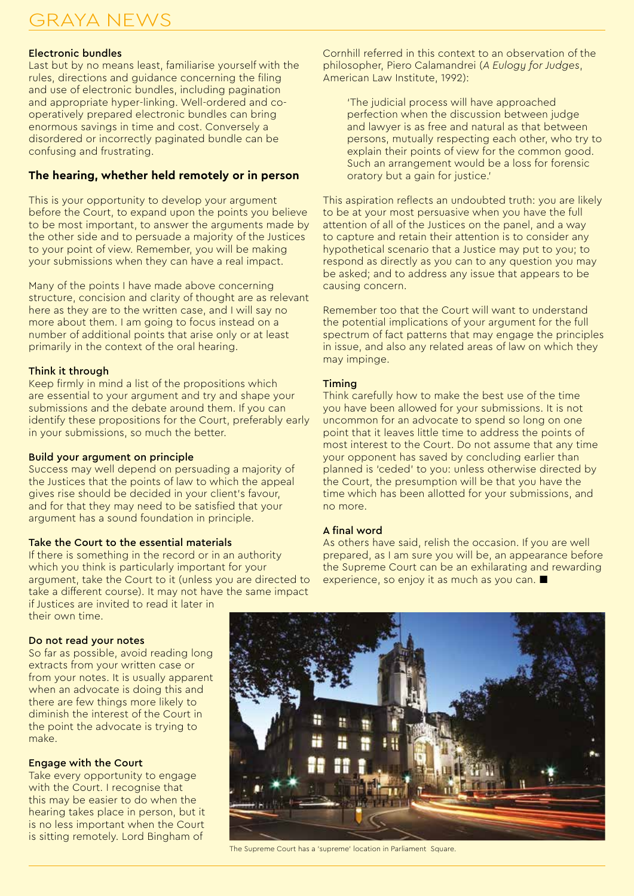### Electronic bundles

Last but by no means least, familiarise yourself with the rules, directions and guidance concerning the filing and use of electronic bundles, including pagination and appropriate hyper-linking. Well-ordered and co-operatively prepared electronic bundles can bring enormous savings in time and cost. Conversely a disordered or incorrectly paginated bundle can be confusing and frustrating.

## The hearing, whether held remotely or in person

This is your opportunity to develop your argument before the Court, to expand upon the points you believe to be most important, to answer the arguments made by the other side and to persuade a majority of the Justices to your point of view. Remember, you will be making your submissions when they can have a real impact.

Many of the points I have made above concerning structure, concision and clarity of thought are as relevant here as they are to the written case, and I will say no more about them. I am going to focus instead on a number of additional points that arise only or at least primarily in the context of the oral hearing.

### Think it through

Keep firmly in mind a list of the propositions which are essential to your argument and try and shape your submissions and the debate around them. If you can identify these propositions for the Court, preferably early in your submissions, so much the better.

### Build your argument on principle

Success may well depend on persuading a majority of the Justices that the points of law to which the appeal gives rise should be decided in your client's favour, and for that they may need to be satisfied that your argument has a sound foundation in principle.

### Take the Court to the essential materials

If there is something in the record or in an authority which you think is particularly important for your argument, take the Court to it (unless you are directed to take a different course). It may not have the same impact if Justices are invited to read it later in their own time.

### Do not read your notes

So far as possible, avoid reading long extracts from your written case or from your notes. It is usually apparent when an advocate is doing this and there are few things more likely to diminish the interest of the Court in the point the advocate is trying to make.

### Engage with the Court

Take every opportunity to engage with the Court. I recognise that this may be easier to do when the hearing takes place in person, but it is no less important when the Court is sitting remotely. Lord Bingham of Cornhill referred in this context to an observation of the philosopher, Piero Calamandrei (*A Eulogy for Judges*, American Law Institute, 1992):

> 'The judicial process will have approached perfection when the discussion between judge and lawyer is as free and natural as that between persons, mutually respecting each other, who try to explain their points of view for the common good. Such an arrangement would be a loss for forensic oratory but a gain for justice.'

This aspiration reflects an undoubted truth: you are likely to be at your most persuasive when you have the full attention of all of the Justices on the panel, and a way to capture and retain their attention is to consider any hypothetical scenario that a Justice may put to you; to respond as directly as you can to any question you may be asked; and to address any issue that appears to be causing concern.

Remember too that the Court will want to understand the potential implications of your argument for the full spectrum of fact patterns that may engage the principles in issue, and also any related areas of law on which they may impinge.

### Timing

Think carefully how to make the best use of the time you have been allowed for your submissions. It is not uncommon for an advocate to spend so long on one point that it leaves little time to address the points of most interest to the Court. Do not assume that any time your opponent has saved by concluding earlier than planned is 'ceded' to you: unless otherwise directed by the Court, the presumption will be that you have the time which has been allotted for your submissions, and no more.

### A final word

As others have said, relish the occasion. If you are well prepared, as I am sure you will be, an appearance before the Supreme Court can be an exhilarating and rewarding experience, so enjoy it as much as you can. ■

The Supreme Court has a 'supreme' location in Parliament Square.